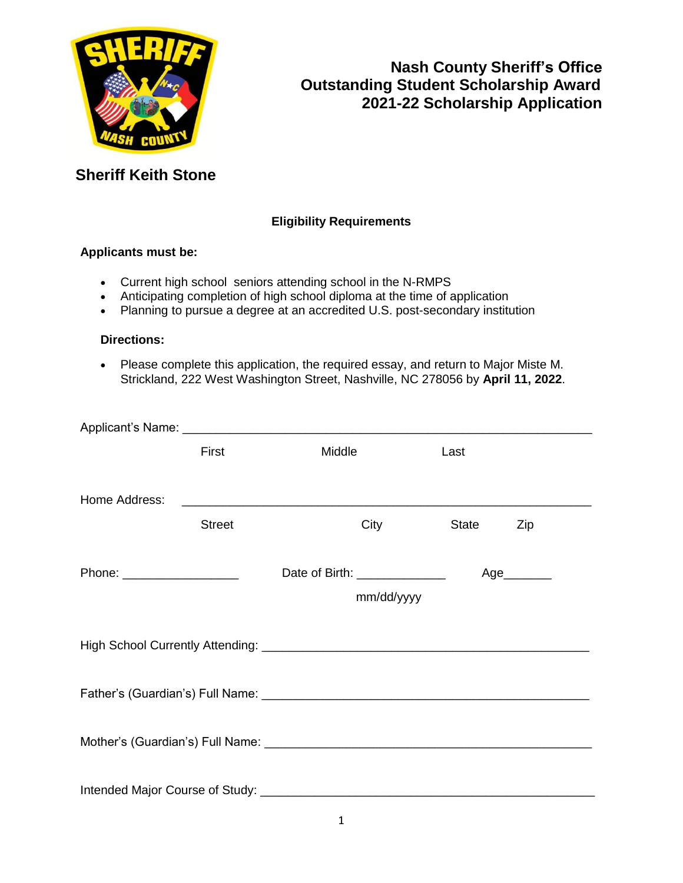# Nash County Sheriff's Office
# Outstanding Student Scholarship Award
# 2021-22 Scholarship Application

**Sheriff Keith Stone**

### Eligibility Requirements

**Applicants must be:**

- Current high school seniors attending school in the N-RMPS
- Anticipating completion of high school diploma at the time of application
- Planning to pursue a degree at an accredited U.S. post-secondary institution

**Directions:**

- Please complete this application, the required essay, and return to Major Miste M. Strickland, 222 West Washington Street, Nashville, NC 278056 by **April 11, 2022**.

Applicant's Name: ___________________________________________________________

First Middle Last

Home Address: ___________________________________________________________

Street City State Zip

Phone: _________________ Date of Birth: _____________ Age_______

mm/dd/yyyy

High School Currently Attending: _________________________________________________

Father's (Guardian's) Full Name: _________________________________________________

Mother's (Guardian's) Full Name: _________________________________________________

Intended Major Course of Study: __________________________________________________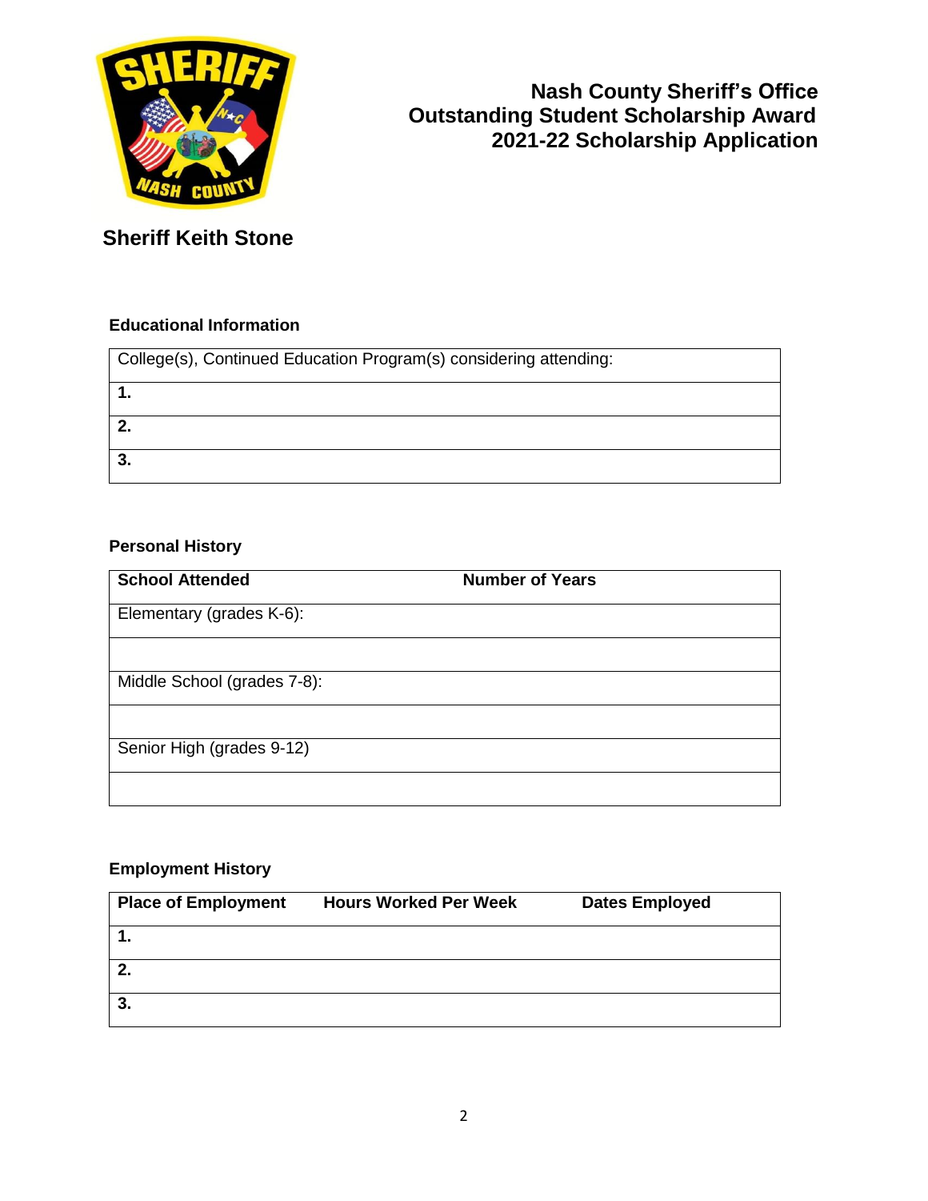# Nash County Sheriff's Office
# Outstanding Student Scholarship Award
# 2021-22 Scholarship Application

## Sheriff Keith Stone

### Educational Information

| College(s), Continued Education Program(s) considering attending: |
|---|
| **1.** |
| **2.** |
| **3.** |

### Personal History

| School Attended | Number of Years |
|---|---|
| Elementary (grades K-6): | |
| | |
| Middle School (grades 7-8): | |
| | |
| Senior High (grades 9-12) | |
| | |

### Employment History

| Place of Employment | Hours Worked Per Week | Dates Employed |
|---|---|---|
| **1.** | | |
| **2.** | | |
| **3.** | | |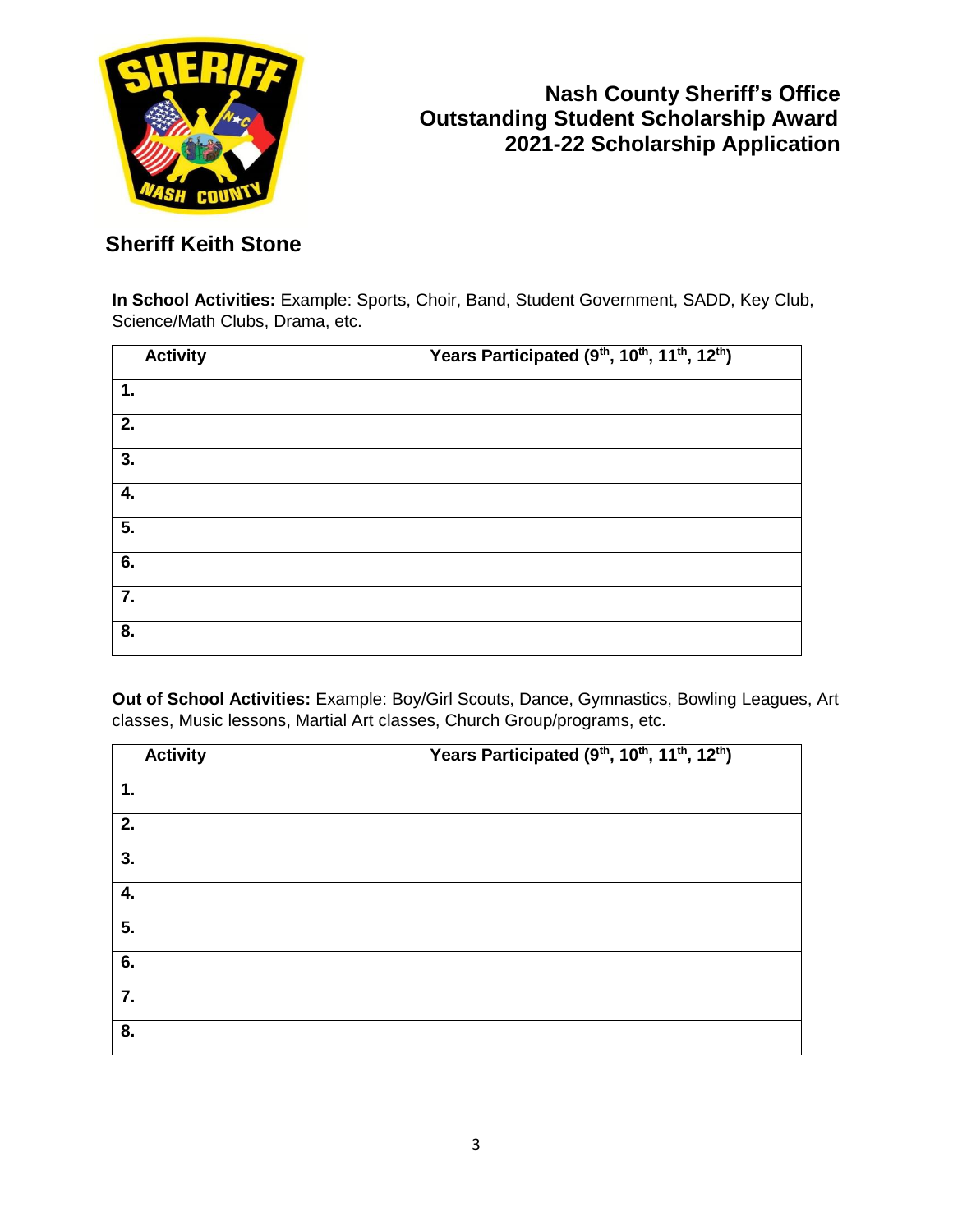# Nash County Sheriff's Office Outstanding Student Scholarship Award 2021-22 Scholarship Application

## Sheriff Keith Stone

**In School Activities:** Example: Sports, Choir, Band, Student Government, SADD, Key Club, Science/Math Clubs, Drama, etc.

| Activity | Years Participated (9th, 10th, 11th, 12th) |
|---|---|
| **1.** | |
| **2.** | |
| **3.** | |
| **4.** | |
| **5.** | |
| **6.** | |
| **7.** | |
| **8.** | |

**Out of School Activities:** Example: Boy/Girl Scouts, Dance, Gymnastics, Bowling Leagues, Art classes, Music lessons, Martial Art classes, Church Group/programs, etc.

| Activity | Years Participated (9th, 10th, 11th, 12th) |
|---|---|
| **1.** | |
| **2.** | |
| **3.** | |
| **4.** | |
| **5.** | |
| **6.** | |
| **7.** | |
| **8.** | |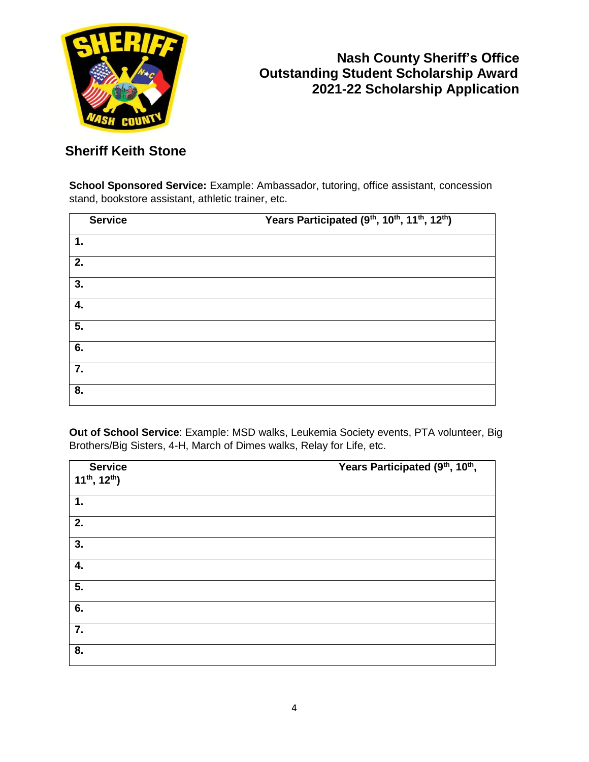## Nash County Sheriff's Office
## Outstanding Student Scholarship Award
## 2021-22 Scholarship Application

### Sheriff Keith Stone

**School Sponsored Service:** Example: Ambassador, tutoring, office assistant, concession stand, bookstore assistant, athletic trainer, etc.

| Service | Years Participated (9th, 10th, 11th, 12th) |
|---|---|
| 1. | |
| 2. | |
| 3. | |
| 4. | |
| 5. | |
| 6. | |
| 7. | |
| 8. | |

**Out of School Service**: Example: MSD walks, Leukemia Society events, PTA volunteer, Big Brothers/Big Sisters, 4-H, March of Dimes walks, Relay for Life, etc.

| Service | Years Participated (9th, 10th, 11th, 12th) |
|---|---|
| 1. | |
| 2. | |
| 3. | |
| 4. | |
| 5. | |
| 6. | |
| 7. | |
| 8. | |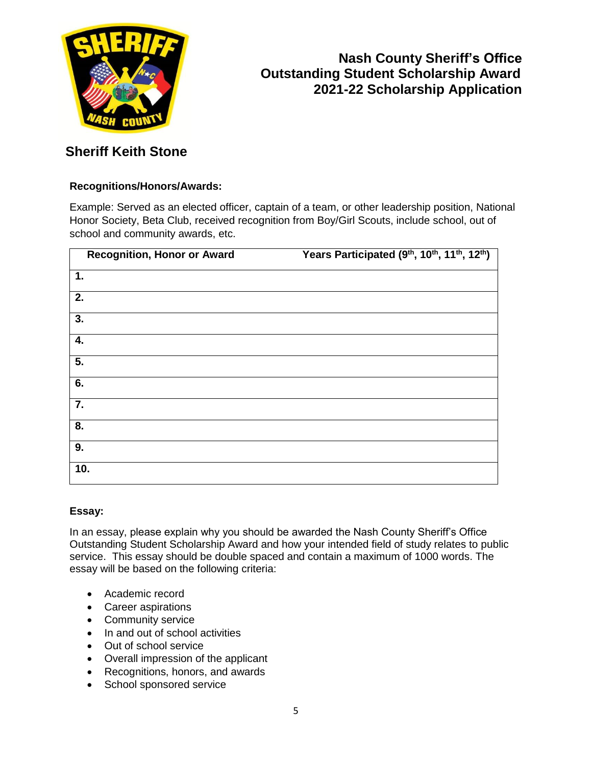# Nash County Sheriff's Office
# Outstanding Student Scholarship Award
# 2021-22 Scholarship Application

## Sheriff Keith Stone

**Recognitions/Honors/Awards:**

Example: Served as an elected officer, captain of a team, or other leadership position, National Honor Society, Beta Club, received recognition from Boy/Girl Scouts, include school, out of school and community awards, etc.

| Recognition, Honor or Award | Years Participated (9th, 10th, 11th, 12th) |
|---|---|
| 1. | |
| 2. | |
| 3. | |
| 4. | |
| 5. | |
| 6. | |
| 7. | |
| 8. | |
| 9. | |
| 10. | |

**Essay:**

In an essay, please explain why you should be awarded the Nash County Sheriff's Office Outstanding Student Scholarship Award and how your intended field of study relates to public service. This essay should be double spaced and contain a maximum of 1000 words. The essay will be based on the following criteria:

- Academic record
- Career aspirations
- Community service
- In and out of school activities
- Out of school service
- Overall impression of the applicant
- Recognitions, honors, and awards
- School sponsored service